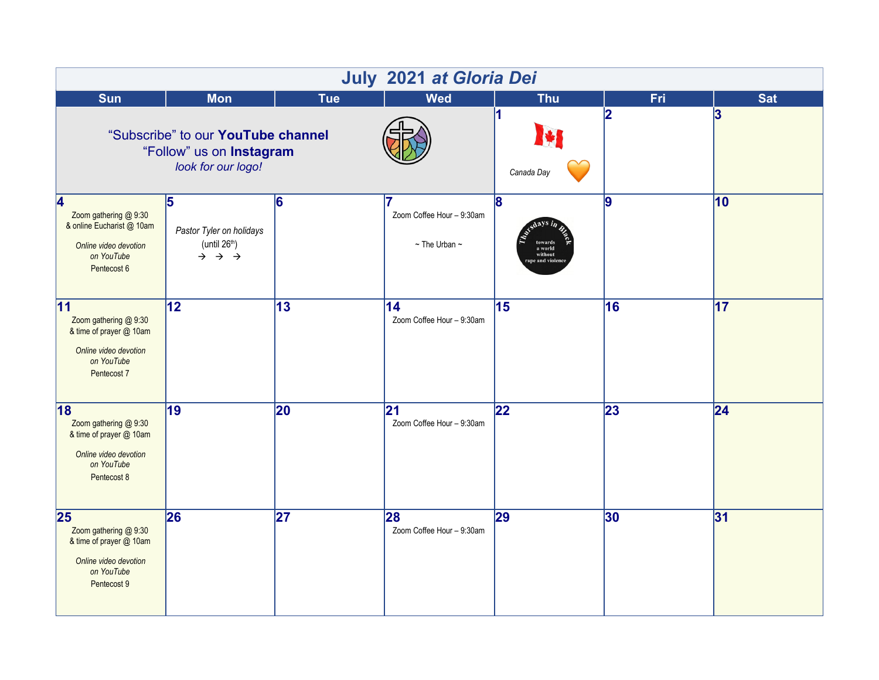# July 2021 *at Gloria Dei*

| Sun | Mon | Tue | Wed | Thu | Fri | Sat |
|---|---|---|---|---|---|---|
| “Subscribe” to our **YouTube channel** “Follow” us on **Instagram** *look for our logo!* | | | | 1 *Canada Day* | 2 | 3 |
| 4 Zoom gathering @ 9:30 & online Eucharist @ 10am *Online video devotion on YouTube* Pentecost 6 | 5 *Pastor Tyler on holidays* (until 26th) → → → | 6 | 7 Zoom Coffee Hour – 9:30am ~ The Urban ~ | 8 Thursdays in Black towards a world without rape and violence | 9 | 10 |
| 11 Zoom gathering @ 9:30 & time of prayer @ 10am *Online video devotion on YouTube* Pentecost 7 | 12 | 13 | 14 Zoom Coffee Hour – 9:30am | 15 | 16 | 17 |
| 18 Zoom gathering @ 9:30 & time of prayer @ 10am *Online video devotion on YouTube* Pentecost 8 | 19 | 20 | 21 Zoom Coffee Hour – 9:30am | 22 | 23 | 24 |
| 25 Zoom gathering @ 9:30 & time of prayer @ 10am *Online video devotion on YouTube* Pentecost 9 | 26 | 27 | 28 Zoom Coffee Hour – 9:30am | 29 | 30 | 31 |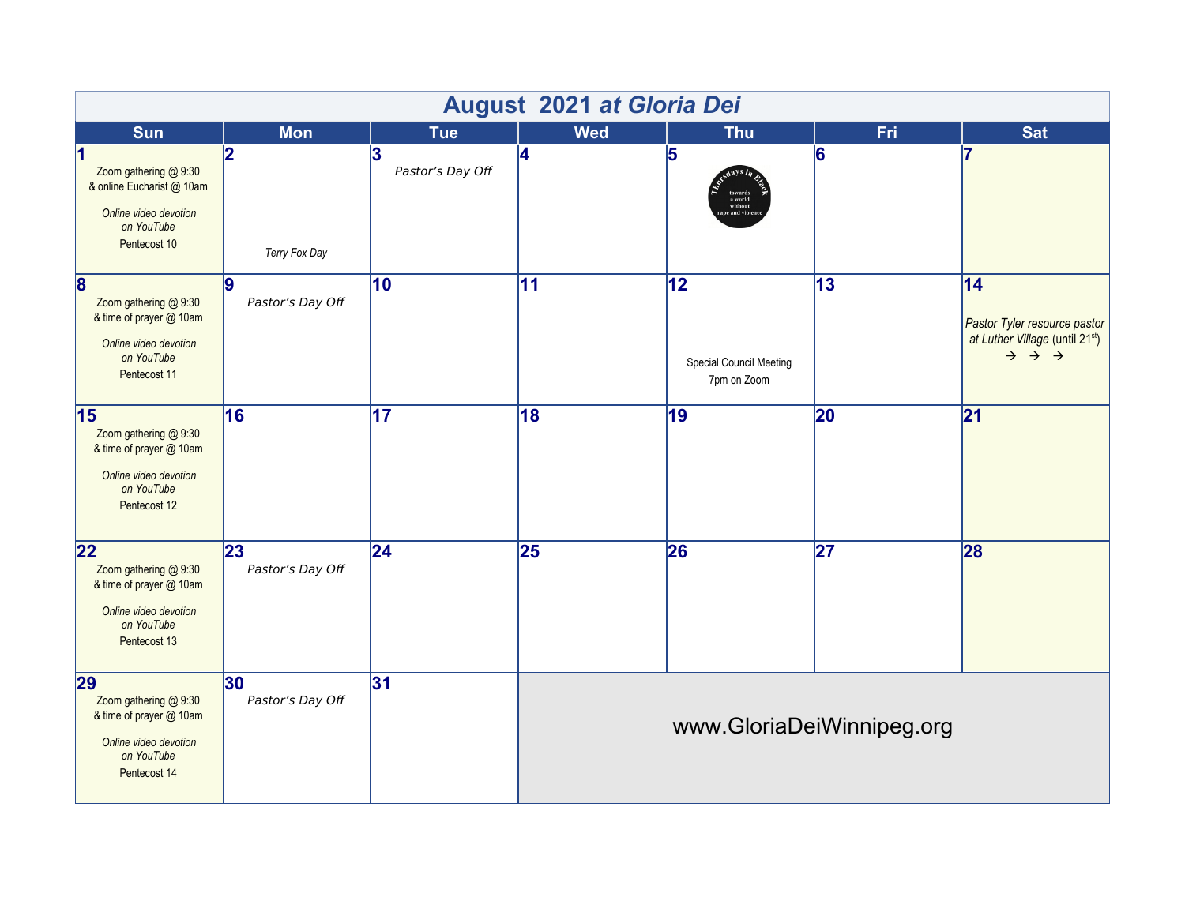# August 2021 *at Gloria Dei*

| Sun | Mon | Tue | Wed | Thu | Fri | Sat |
|---|---|---|---|---|---|---|
| **1** Zoom gathering @ 9:30 & online Eucharist @ 10am *Online video devotion on YouTube* Pentecost 10 | **2** *Terry Fox Day* | **3** *Pastor's Day Off* | **4** | **5** Thursdays in Black towards a world without rape and violence | **6** | **7** |
| **8** Zoom gathering @ 9:30 & time of prayer @ 10am *Online video devotion on YouTube* Pentecost 11 | **9** *Pastor's Day Off* | **10** | **11** | **12** Special Council Meeting 7pm on Zoom | **13** | **14** *Pastor Tyler resource pastor at Luther Village* (until 21st) → → → |
| **15** Zoom gathering @ 9:30 & time of prayer @ 10am *Online video devotion on YouTube* Pentecost 12 | **16** | **17** | **18** | **19** | **20** | **21** |
| **22** Zoom gathering @ 9:30 & time of prayer @ 10am *Online video devotion on YouTube* Pentecost 13 | **23** *Pastor's Day Off* | **24** | **25** | **26** | **27** | **28** |
| **29** Zoom gathering @ 9:30 & time of prayer @ 10am *Online video devotion on YouTube* Pentecost 14 | **30** *Pastor's Day Off* | **31** | www.GloriaDeiWinnipeg.org | | | |